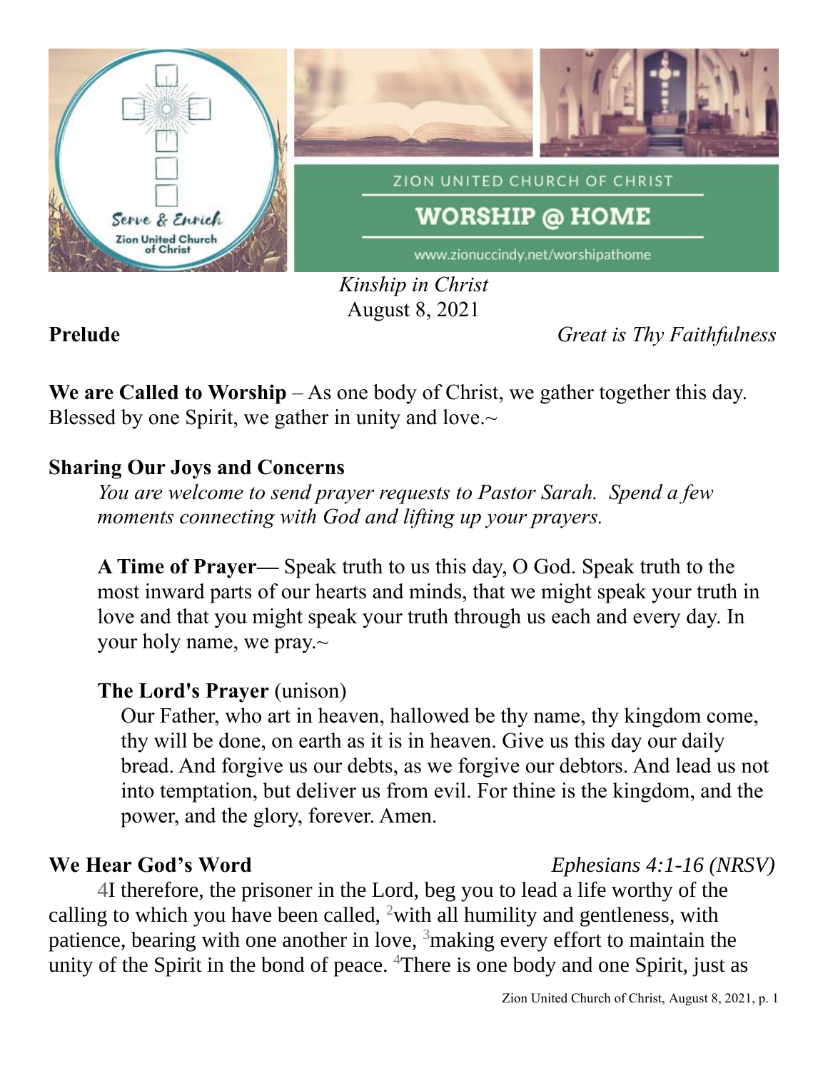ZION UNITED CHURCH OF CHRIST

WORSHIP @ HOME

www.zionuccindy.net/worshipathome

*Kinship in Christ*
August 8, 2021

**Prelude** *Great is Thy Faithfulness*

**We are Called to Worship** – As one body of Christ, we gather together this day. Blessed by one Spirit, we gather in unity and love.~

**Sharing Our Joys and Concerns**

*You are welcome to send prayer requests to Pastor Sarah. Spend a few moments connecting with God and lifting up your prayers.*

**A Time of Prayer—** Speak truth to us this day, O God. Speak truth to the most inward parts of our hearts and minds, that we might speak your truth in love and that you might speak your truth through us each and every day. In your holy name, we pray.~

**The Lord's Prayer** (unison)

Our Father, who art in heaven, hallowed be thy name, thy kingdom come, thy will be done, on earth as it is in heaven. Give us this day our daily bread. And forgive us our debts, as we forgive our debtors. And lead us not into temptation, but deliver us from evil. For thine is the kingdom, and the power, and the glory, forever. Amen.

**We Hear God's Word** *Ephesians 4:1-16 (NRSV)*

4I therefore, the prisoner in the Lord, beg you to lead a life worthy of the calling to which you have been called, 2with all humility and gentleness, with patience, bearing with one another in love, 3making every effort to maintain the unity of the Spirit in the bond of peace. 4There is one body and one Spirit, just as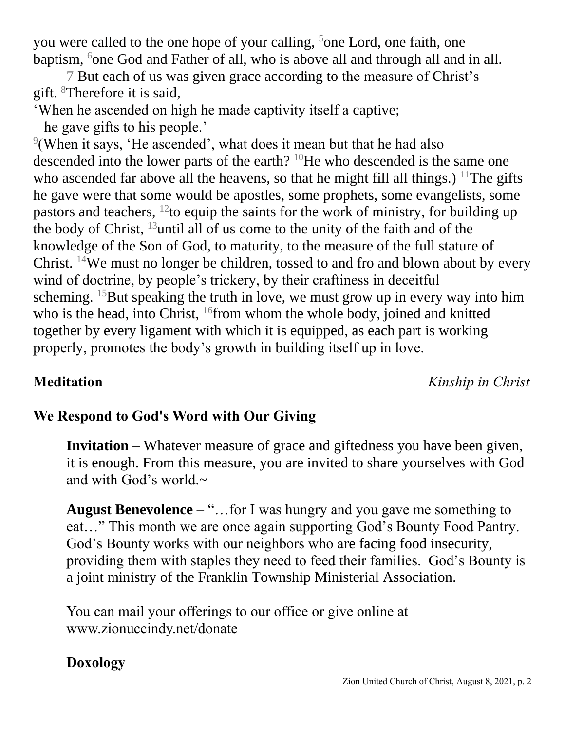you were called to the one hope of your calling, [5]one Lord, one faith, one baptism, [6]one God and Father of all, who is above all and through all and in all.

7 But each of us was given grace according to the measure of Christ's gift. [8]Therefore it is said,

'When he ascended on high he made captivity itself a captive;
he gave gifts to his people.'

[9](When it says, 'He ascended', what does it mean but that he had also descended into the lower parts of the earth? [10]He who descended is the same one who ascended far above all the heavens, so that he might fill all things.) [11]The gifts he gave were that some would be apostles, some prophets, some evangelists, some pastors and teachers, [12]to equip the saints for the work of ministry, for building up the body of Christ, [13]until all of us come to the unity of the faith and of the knowledge of the Son of God, to maturity, to the measure of the full stature of Christ. [14]We must no longer be children, tossed to and fro and blown about by every wind of doctrine, by people's trickery, by their craftiness in deceitful scheming. [15]But speaking the truth in love, we must grow up in every way into him who is the head, into Christ, [16]from whom the whole body, joined and knitted together by every ligament with which it is equipped, as each part is working properly, promotes the body's growth in building itself up in love.

**Meditation** *Kinship in Christ*

## We Respond to God's Word with Our Giving

**Invitation –** Whatever measure of grace and giftedness you have been given, it is enough. From this measure, you are invited to share yourselves with God and with God's world.~

**August Benevolence** – "…for I was hungry and you gave me something to eat…" This month we are once again supporting God's Bounty Food Pantry. God's Bounty works with our neighbors who are facing food insecurity, providing them with staples they need to feed their families. God's Bounty is a joint ministry of the Franklin Township Ministerial Association.

You can mail your offerings to our office or give online at www.zionuccindy.net/donate

**Doxology**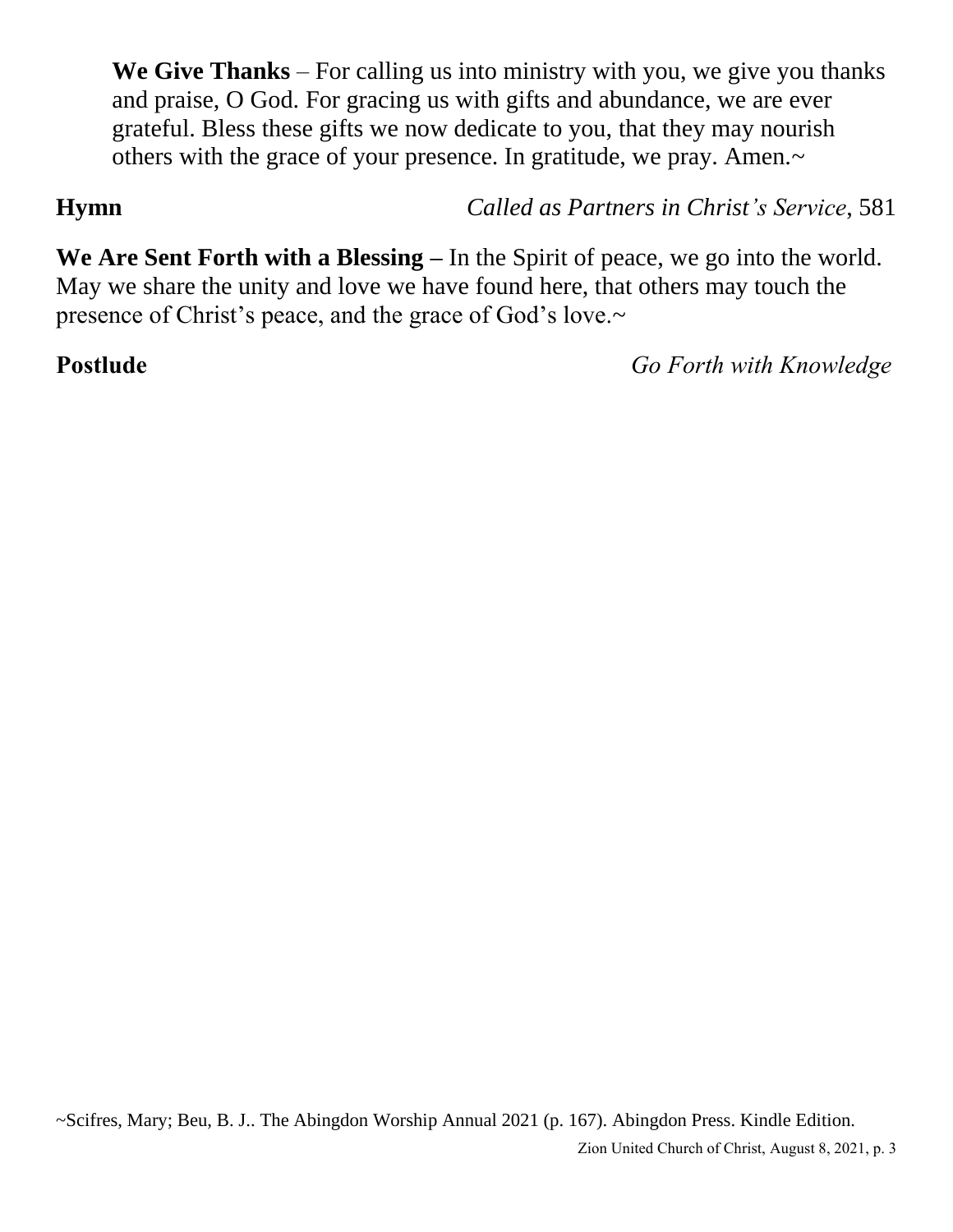**We Give Thanks** – For calling us into ministry with you, we give you thanks and praise, O God. For gracing us with gifts and abundance, we are ever grateful. Bless these gifts we now dedicate to you, that they may nourish others with the grace of your presence. In gratitude, we pray. Amen.~

**Hymn** *Called as Partners in Christ's Service*, 581

**We Are Sent Forth with a Blessing –** In the Spirit of peace, we go into the world. May we share the unity and love we have found here, that others may touch the presence of Christ's peace, and the grace of God's love.~

**Postlude** *Go Forth with Knowledge*

~Scifres, Mary; Beu, B. J.. The Abingdon Worship Annual 2021 (p. 167). Abingdon Press. Kindle Edition.